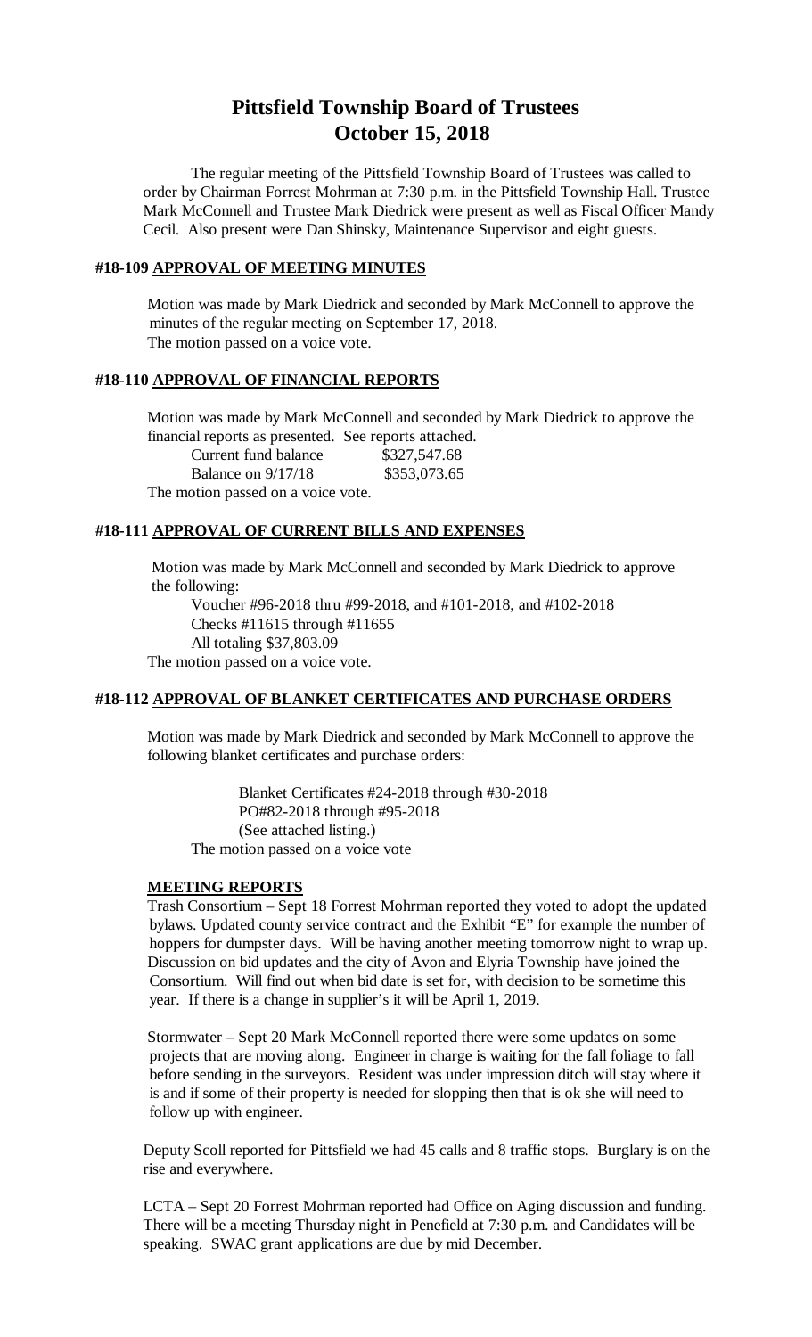# Pittsfield Township Board of Trustees
# October 15, 2018

The regular meeting of the Pittsfield Township Board of Trustees was called to order by Chairman Forrest Mohrman at 7:30 p.m. in the Pittsfield Township Hall. Trustee Mark McConnell and Trustee Mark Diedrick were present as well as Fiscal Officer Mandy Cecil. Also present were Dan Shinsky, Maintenance Supervisor and eight guests.

### #18-109 APPROVAL OF MEETING MINUTES

Motion was made by Mark Diedrick and seconded by Mark McConnell to approve the minutes of the regular meeting on September 17, 2018.
The motion passed on a voice vote.

### #18-110 APPROVAL OF FINANCIAL REPORTS

Motion was made by Mark McConnell and seconded by Mark Diedrick to approve the financial reports as presented. See reports attached.

| | |
|---|---|
| Current fund balance | $327,547.68 |
| Balance on 9/17/18 | $353,073.65 |

The motion passed on a voice vote.

### #18-111 APPROVAL OF CURRENT BILLS AND EXPENSES

Motion was made by Mark McConnell and seconded by Mark Diedrick to approve the following:

Voucher #96-2018 thru #99-2018, and #101-2018, and #102-2018
Checks #11615 through #11655
All totaling $37,803.09

The motion passed on a voice vote.

### #18-112 APPROVAL OF BLANKET CERTIFICATES AND PURCHASE ORDERS

Motion was made by Mark Diedrick and seconded by Mark McConnell to approve the following blanket certificates and purchase orders:

Blanket Certificates #24-2018 through #30-2018
PO#82-2018 through #95-2018
(See attached listing.)

The motion passed on a voice vote

### MEETING REPORTS

Trash Consortium – Sept 18 Forrest Mohrman reported they voted to adopt the updated bylaws. Updated county service contract and the Exhibit "E" for example the number of hoppers for dumpster days. Will be having another meeting tomorrow night to wrap up. Discussion on bid updates and the city of Avon and Elyria Township have joined the Consortium. Will find out when bid date is set for, with decision to be sometime this year. If there is a change in supplier's it will be April 1, 2019.

Stormwater – Sept 20 Mark McConnell reported there were some updates on some projects that are moving along. Engineer in charge is waiting for the fall foliage to fall before sending in the surveyors. Resident was under impression ditch will stay where it is and if some of their property is needed for slopping then that is ok she will need to follow up with engineer.

Deputy Scoll reported for Pittsfield we had 45 calls and 8 traffic stops. Burglary is on the rise and everywhere.

LCTA – Sept 20 Forrest Mohrman reported had Office on Aging discussion and funding. There will be a meeting Thursday night in Penefield at 7:30 p.m. and Candidates will be speaking. SWAC grant applications are due by mid December.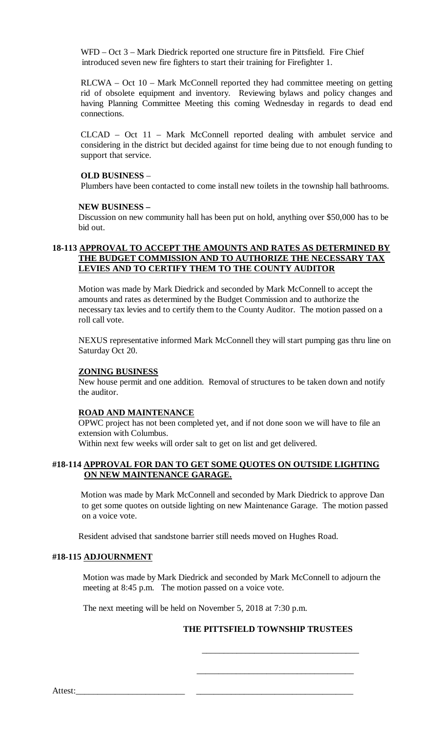WFD – Oct 3 – Mark Diedrick reported one structure fire in Pittsfield. Fire Chief introduced seven new fire fighters to start their training for Firefighter 1.

RLCWA – Oct 10 – Mark McConnell reported they had committee meeting on getting rid of obsolete equipment and inventory. Reviewing bylaws and policy changes and having Planning Committee Meeting this coming Wednesday in regards to dead end connections.

CLCAD – Oct 11 – Mark McConnell reported dealing with ambulet service and considering in the district but decided against for time being due to not enough funding to support that service.

**OLD BUSINESS** –

Plumbers have been contacted to come install new toilets in the township hall bathrooms.

**NEW BUSINESS –**

Discussion on new community hall has been put on hold, anything over $50,000 has to be bid out.

**18-113 <u>APPROVAL TO ACCEPT THE AMOUNTS AND RATES AS DETERMINED BY THE BUDGET COMMISSION AND TO AUTHORIZE THE NECESSARY TAX LEVIES AND TO CERTIFY THEM TO THE COUNTY AUDITOR</u>**

Motion was made by Mark Diedrick and seconded by Mark McConnell to accept the amounts and rates as determined by the Budget Commission and to authorize the necessary tax levies and to certify them to the County Auditor. The motion passed on a roll call vote.

NEXUS representative informed Mark McConnell they will start pumping gas thru line on Saturday Oct 20.

**<u>ZONING BUSINESS</u>**

New house permit and one addition. Removal of structures to be taken down and notify the auditor.

**<u>ROAD AND MAINTENANCE</u>**

OPWC project has not been completed yet, and if not done soon we will have to file an extension with Columbus.

Within next few weeks will order salt to get on list and get delivered.

**#18-114 <u>APPROVAL FOR DAN TO GET SOME QUOTES ON OUTSIDE LIGHTING ON NEW MAINTENANCE GARAGE.</u>**

Motion was made by Mark McConnell and seconded by Mark Diedrick to approve Dan to get some quotes on outside lighting on new Maintenance Garage. The motion passed on a voice vote.

Resident advised that sandstone barrier still needs moved on Hughes Road.

**#18-115 <u>ADJOURNMENT</u>**

Motion was made by Mark Diedrick and seconded by Mark McConnell to adjourn the meeting at 8:45 p.m. The motion passed on a voice vote.

The next meeting will be held on November 5, 2018 at 7:30 p.m.

**THE PITTSFIELD TOWNSHIP TRUSTEES**

\_\_\_\_\_\_\_\_\_\_\_\_\_\_\_\_\_\_\_\_\_\_\_\_\_\_\_\_\_\_\_\_\_\_\_\_

\_\_\_\_\_\_\_\_\_\_\_\_\_\_\_\_\_\_\_\_\_\_\_\_\_\_\_\_\_\_\_\_\_\_\_\_

Attest:\_\_\_\_\_\_\_\_\_\_\_\_\_\_\_\_\_\_\_\_\_\_\_\_\_ \_\_\_\_\_\_\_\_\_\_\_\_\_\_\_\_\_\_\_\_\_\_\_\_\_\_\_\_\_\_\_\_\_\_\_\_